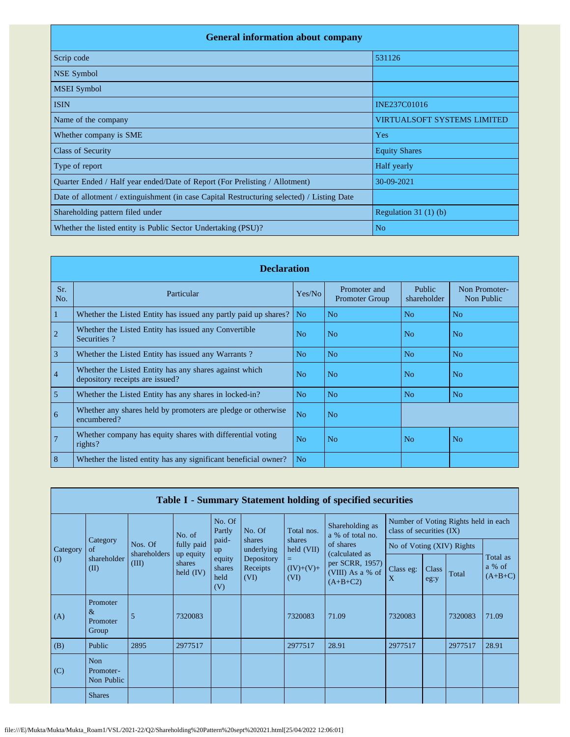| General information about company | |
|---|---|
| Scrip code | 531126 |
| NSE Symbol | |
| MSEI Symbol | |
| ISIN | INE237C01016 |
| Name of the company | VIRTUALSOFT SYSTEMS LIMITED |
| Whether company is SME | Yes |
| Class of Security | Equity Shares |
| Type of report | Half yearly |
| Quarter Ended / Half year ended/Date of Report (For Prelisting / Allotment) | 30-09-2021 |
| Date of allotment / extinguishment (in case Capital Restructuring selected) / Listing Date | |
| Shareholding pattern filed under | Regulation 31 (1) (b) |
| Whether the listed entity is Public Sector Undertaking (PSU)? | No |

| Declaration | | | | | |
|---|---|---|---|---|---|
| Sr. No. | Particular | Yes/No | Promoter and Promoter Group | Public shareholder | Non Promoter- Non Public |
| 1 | Whether the Listed Entity has issued any partly paid up shares? | No | No | No | No |
| 2 | Whether the Listed Entity has issued any Convertible Securities ? | No | No | No | No |
| 3 | Whether the Listed Entity has issued any Warrants ? | No | No | No | No |
| 4 | Whether the Listed Entity has any shares against which depository receipts are issued? | No | No | No | No |
| 5 | Whether the Listed Entity has any shares in locked-in? | No | No | No | No |
| 6 | Whether any shares held by promoters are pledge or otherwise encumbered? | No | No | | |
| 7 | Whether company has equity shares with differential voting rights? | No | No | No | No |
| 8 | Whether the listed entity has any significant beneficial owner? | No | | | |

| Table I - Summary Statement holding of specified securities | | | | | | | | | | | | |
|---|---|---|---|---|---|---|---|---|---|---|---|---|
| Category (I) | Category of shareholder (II) | Nos. Of shareholders (III) | No. of fully paid up equity shares held (IV) | No. Of Partly paid-up equity shares held (V) | No. Of shares underlying Depository Receipts (VI) | Total nos. shares held (VII) = (IV)+(V)+ (VI) | Shareholding as a % of total no. of shares (calculated as per SCRR, 1957) (VIII) As a % of (A+B+C2) | Number of Voting Rights held in each class of securities (IX) | | | |
| | | | | | | | | No of Voting (XIV) Rights | | | Total as a % of (A+B+C) |
| | | | | | | | | Class eg: X | Class eg:y | Total | |
| (A) | Promoter & Promoter Group | 5 | 7320083 | | | 7320083 | 71.09 | 7320083 | | 7320083 | 71.09 |
| (B) | Public | 2895 | 2977517 | | | 2977517 | 28.91 | 2977517 | | 2977517 | 28.91 |
| (C) | Non Promoter- Non Public | | | | | | | | | | |
| | Shares | | | | | | | | | | |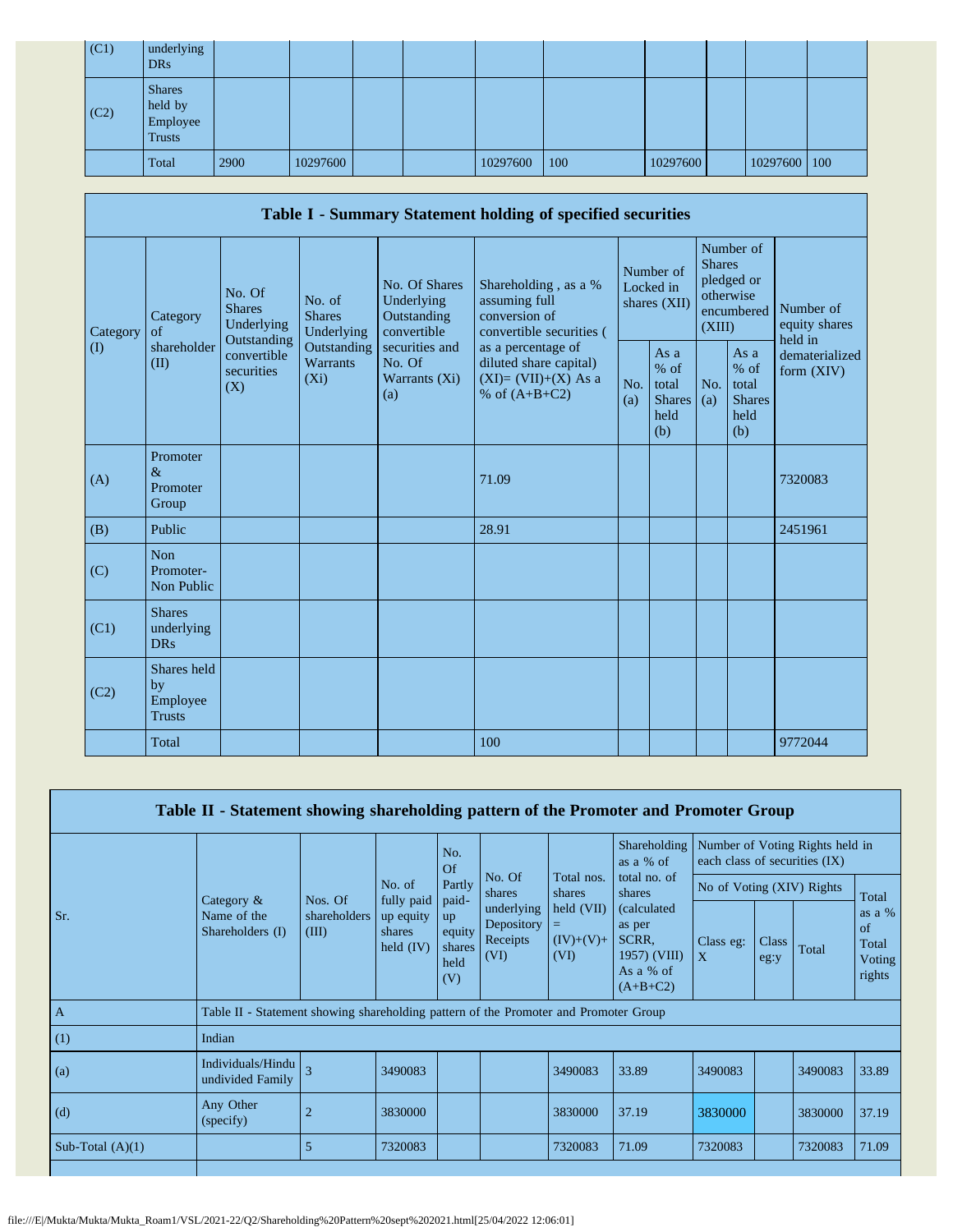| (C1) | underlying DRs | | | | | | | | | | |
|---|---|---|---|---|---|---|---|---|---|---|---|
| (C2) | Shares held by Employee Trusts | | | | | | | | | | |
| | Total | 2900 | 10297600 | | | 10297600 | 100 | 10297600 | | 10297600 | 100 |

## Table I - Summary Statement holding of specified securities

| Category (I) | Category of shareholder (II) | No. Of Shares Underlying Outstanding convertible securities (X) | No. of Shares Underlying Outstanding Warrants (Xi) | No. Of Shares Underlying Outstanding convertible securities and No. Of Warrants (Xi) (a) | Shareholding , as a % assuming full conversion of convertible securities ( as a percentage of diluted share capital) (XI)= (VII)+(X) As a % of (A+B+C2) | Number of Locked in shares (XII) | | Number of Shares pledged or otherwise encumbered (XIII) | | Number of equity shares held in dematerialized form (XIV) |
|---|---|---|---|---|---|---|---|---|---|---|
| | | | | | | No. (a) | As a % of total Shares held (b) | No. (a) | As a % of total Shares held (b) | |
| (A) | Promoter & Promoter Group | | | | 71.09 | | | | | 7320083 |
| (B) | Public | | | | 28.91 | | | | | 2451961 |
| (C) | Non Promoter- Non Public | | | | | | | | | |
| (C1) | Shares underlying DRs | | | | | | | | | |
| (C2) | Shares held by Employee Trusts | | | | | | | | | |
| | Total | | | | 100 | | | | | 9772044 |

## Table II - Statement showing shareholding pattern of the Promoter and Promoter Group

| Sr. | Category & Name of the Shareholders (I) | Nos. Of shareholders (III) | No. of fully paid up equity shares held (IV) | No. Of Partly paid-up equity shares held (V) | No. Of shares underlying Depository Receipts (VI) | Total nos. shares held (VII) = (IV)+(V)+ (VI) | Shareholding as a % of total no. of shares (calculated as per SCRR, 1957) (VIII) As a % of (A+B+C2) | Number of Voting Rights held in each class of securities (IX) | | | |
|---|---|---|---|---|---|---|---|---|---|---|---|
| | | | | | | | | No of Voting (XIV) Rights | | | Total as a % of Total Voting rights |
| | | | | | | | | Class eg: X | Class eg:y | Total | |
| A | Table II - Statement showing shareholding pattern of the Promoter and Promoter Group | | | | | | | | | | |
| (1) | Indian | | | | | | | | | | |
| (a) | Individuals/Hindu undivided Family | 3 | 3490083 | | | 3490083 | 33.89 | 3490083 | | 3490083 | 33.89 |
| (d) | Any Other (specify) | 2 | 3830000 | | | 3830000 | 37.19 | 3830000 | | 3830000 | 37.19 |
| Sub-Total (A)(1) | | 5 | 7320083 | | | 7320083 | 71.09 | 7320083 | | 7320083 | 71.09 |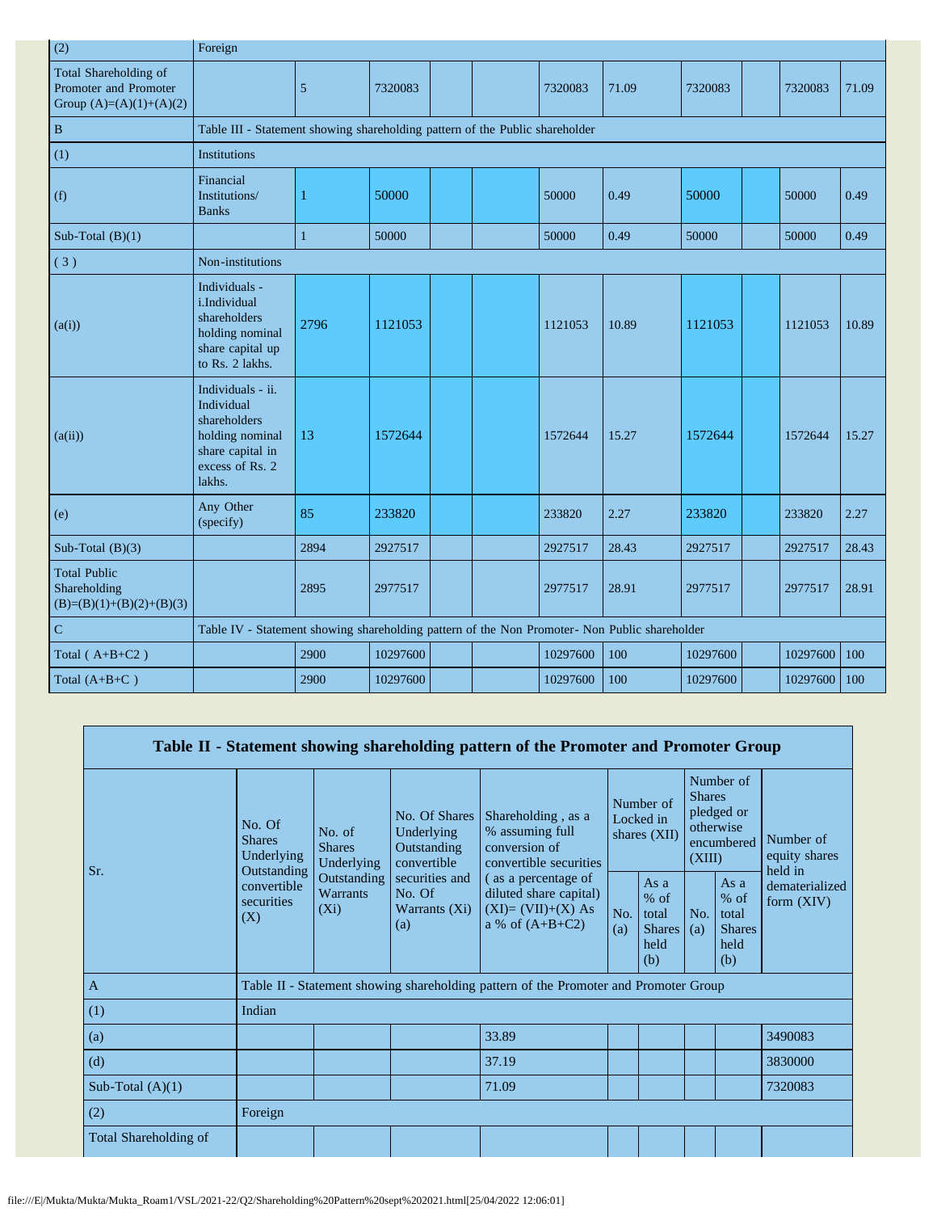| | | | | | | | | | | | |
|---|---|---|---|---|---|---|---|---|---|---|---|
| (2) | Foreign | | | | | | | | | | |
| Total Shareholding of Promoter and Promoter Group (A)=(A)(1)+(A)(2) | | 5 | 7320083 | | | 7320083 | 71.09 | 7320083 | | 7320083 | 71.09 |
| B | Table III - Statement showing shareholding pattern of the Public shareholder | | | | | | | | | | |
| (1) | Institutions | | | | | | | | | | |
| (f) | Financial Institutions/ Banks | 1 | 50000 | | | 50000 | 0.49 | 50000 | | 50000 | 0.49 |
| Sub-Total (B)(1) | | 1 | 50000 | | | 50000 | 0.49 | 50000 | | 50000 | 0.49 |
| ( 3 ) | Non-institutions | | | | | | | | | | |
| (a(i)) | Individuals - i.Individual shareholders holding nominal share capital up to Rs. 2 lakhs. | 2796 | 1121053 | | | 1121053 | 10.89 | 1121053 | | 1121053 | 10.89 |
| (a(ii)) | Individuals - ii. Individual shareholders holding nominal share capital in excess of Rs. 2 lakhs. | 13 | 1572644 | | | 1572644 | 15.27 | 1572644 | | 1572644 | 15.27 |
| (e) | Any Other (specify) | 85 | 233820 | | | 233820 | 2.27 | 233820 | | 233820 | 2.27 |
| Sub-Total (B)(3) | | 2894 | 2927517 | | | 2927517 | 28.43 | 2927517 | | 2927517 | 28.43 |
| Total Public Shareholding (B)=(B)(1)+(B)(2)+(B)(3) | | 2895 | 2977517 | | | 2977517 | 28.91 | 2977517 | | 2977517 | 28.91 |
| C | Table IV - Statement showing shareholding pattern of the Non Promoter- Non Public shareholder | | | | | | | | | | |
| Total ( A+B+C2 ) | | 2900 | 10297600 | | | 10297600 | 100 | 10297600 | | 10297600 | 100 |
| Total (A+B+C ) | | 2900 | 10297600 | | | 10297600 | 100 | 10297600 | | 10297600 | 100 |

## Table II - Statement showing shareholding pattern of the Promoter and Promoter Group

| Sr. | No. Of Shares Underlying Outstanding convertible securities (X) | No. of Shares Underlying Outstanding Warrants (Xi) | No. Of Shares Underlying Outstanding convertible securities and No. Of Warrants (Xi) (a) | Shareholding , as a % assuming full conversion of convertible securities ( as a percentage of diluted share capital) (XI)= (VII)+(X) As a % of (A+B+C2) | Number of Locked in shares (XII) | | Number of Shares pledged or otherwise encumbered (XIII) | | Number of equity shares held in dematerialized form (XIV) |
|---|---|---|---|---|---|---|---|---|---|
| | | | | | No. (a) | As a % of total Shares held (b) | No. (a) | As a % of total Shares held (b) | |
| A | Table II - Statement showing shareholding pattern of the Promoter and Promoter Group | | | | | | | | |
| (1) | Indian | | | | | | | | |
| (a) | | | | 33.89 | | | | | 3490083 |
| (d) | | | | 37.19 | | | | | 3830000 |
| Sub-Total (A)(1) | | | | 71.09 | | | | | 7320083 |
| (2) | Foreign | | | | | | | | |
| Total Shareholding of | | | | | | | | | |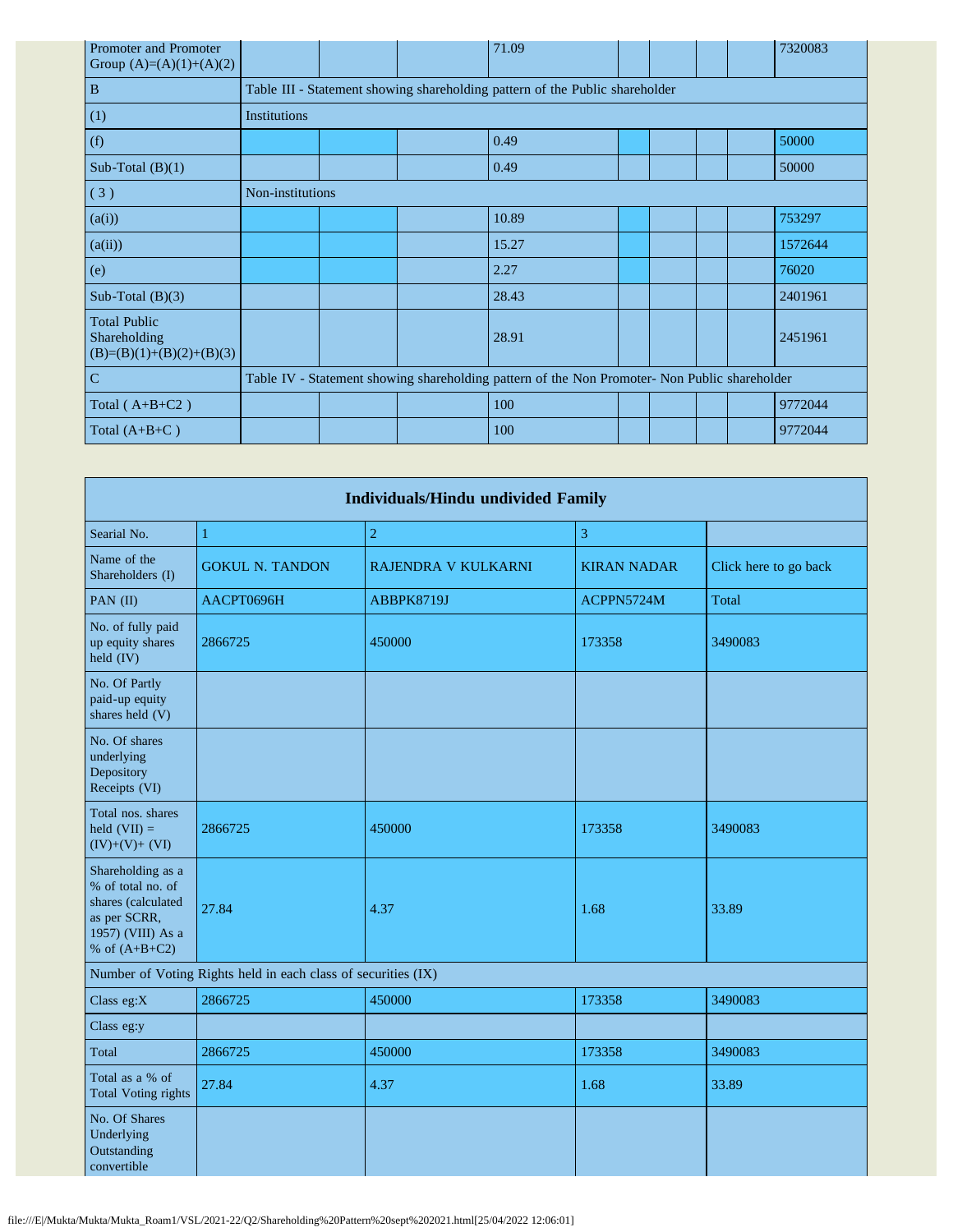| | | | | | | | | | |
|---|---|---|---|---|---|---|---|---|---|
| Promoter and Promoter Group (A)=(A)(1)+(A)(2) | | | | 71.09 | | | | | 7320083 |
| B | Table III - Statement showing shareholding pattern of the Public shareholder | | | | | | | | |
| (1) | Institutions | | | | | | | | |
| (f) | | | | 0.49 | | | | | 50000 |
| Sub-Total (B)(1) | | | | 0.49 | | | | | 50000 |
| ( 3 ) | Non-institutions | | | | | | | | |
| (a(i)) | | | | 10.89 | | | | | 753297 |
| (a(ii)) | | | | 15.27 | | | | | 1572644 |
| (e) | | | | 2.27 | | | | | 76020 |
| Sub-Total (B)(3) | | | | 28.43 | | | | | 2401961 |
| Total Public Shareholding (B)=(B)(1)+(B)(2)+(B)(3) | | | | 28.91 | | | | | 2451961 |
| C | Table IV - Statement showing shareholding pattern of the Non Promoter- Non Public shareholder | | | | | | | | |
| Total ( A+B+C2 ) | | | | 100 | | | | | 9772044 |
| Total (A+B+C ) | | | | 100 | | | | | 9772044 |

| Individuals/Hindu undivided Family | | | | |
|---|---|---|---|---|
| Searial No. | 1 | 2 | 3 | |
| Name of the Shareholders (I) | GOKUL N. TANDON | RAJENDRA V KULKARNI | KIRAN NADAR | Click here to go back |
| PAN (II) | AACPT0696H | ABBPK8719J | ACPPN5724M | Total |
| No. of fully paid up equity shares held (IV) | 2866725 | 450000 | 173358 | 3490083 |
| No. Of Partly paid-up equity shares held (V) | | | | |
| No. Of shares underlying Depository Receipts (VI) | | | | |
| Total nos. shares held (VII) = (IV)+(V)+ (VI) | 2866725 | 450000 | 173358 | 3490083 |
| Shareholding as a % of total no. of shares (calculated as per SCRR, 1957) (VIII) As a % of (A+B+C2) | 27.84 | 4.37 | 1.68 | 33.89 |
| Number of Voting Rights held in each class of securities (IX) | | | | |
| Class eg:X | 2866725 | 450000 | 173358 | 3490083 |
| Class eg:y | | | | |
| Total | 2866725 | 450000 | 173358 | 3490083 |
| Total as a % of Total Voting rights | 27.84 | 4.37 | 1.68 | 33.89 |
| No. Of Shares Underlying Outstanding convertible | | | | |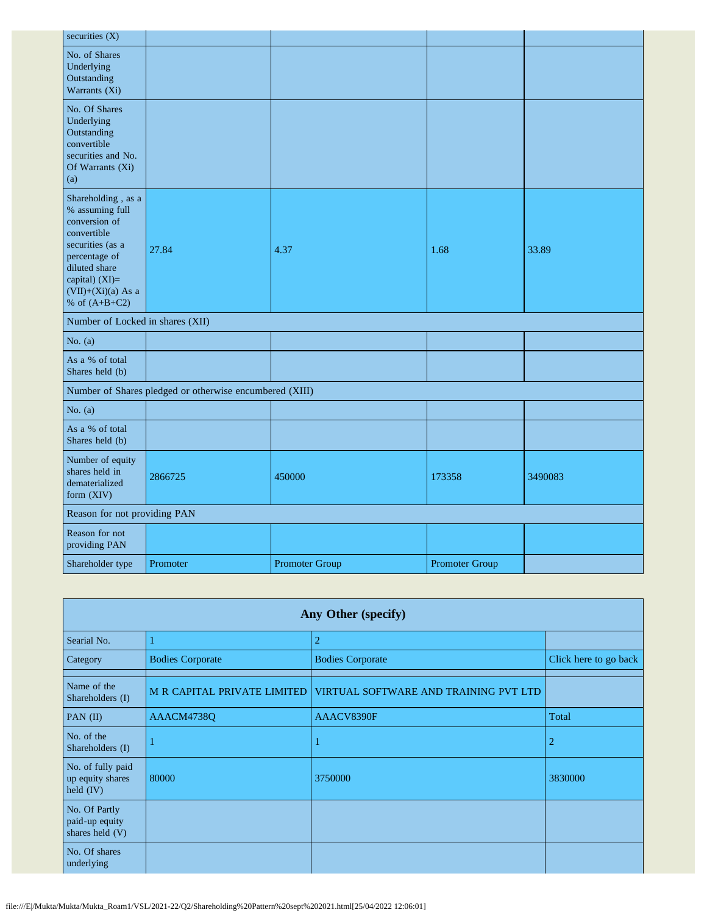| securities (X) | | | | |
|---|---|---|---|---|
| No. of Shares Underlying Outstanding Warrants (Xi) | | | | |
| No. Of Shares Underlying Outstanding convertible securities and No. Of Warrants (Xi) (a) | | | | |
| Shareholding , as a % assuming full conversion of convertible securities (as a percentage of diluted share capital) (XI)= (VII)+(Xi)(a) As a % of (A+B+C2) | 27.84 | 4.37 | 1.68 | 33.89 |
| Number of Locked in shares (XII) | | | | |
| No. (a) | | | | |
| As a % of total Shares held (b) | | | | |
| Number of Shares pledged or otherwise encumbered (XIII) | | | | |
| No. (a) | | | | |
| As a % of total Shares held (b) | | | | |
| Number of equity shares held in dematerialized form (XIV) | 2866725 | 450000 | 173358 | 3490083 |
| Reason for not providing PAN | | | | |
| Reason for not providing PAN | | | | |
| Shareholder type | Promoter | Promoter Group | Promoter Group | |

| Any Other (specify) | | | |
|---|---|---|---|
| Searial No. | 1 | 2 | |
| Category | Bodies Corporate | Bodies Corporate | Click here to go back |
| | | | |
| Name of the Shareholders (I) | M R CAPITAL PRIVATE LIMITED | VIRTUAL SOFTWARE AND TRAINING PVT LTD | |
| PAN (II) | AAACM4738Q | AAACV8390F | Total |
| No. of the Shareholders (I) | 1 | 1 | 2 |
| No. of fully paid up equity shares held (IV) | 80000 | 3750000 | 3830000 |
| No. Of Partly paid-up equity shares held (V) | | | |
| No. Of shares underlying | | | |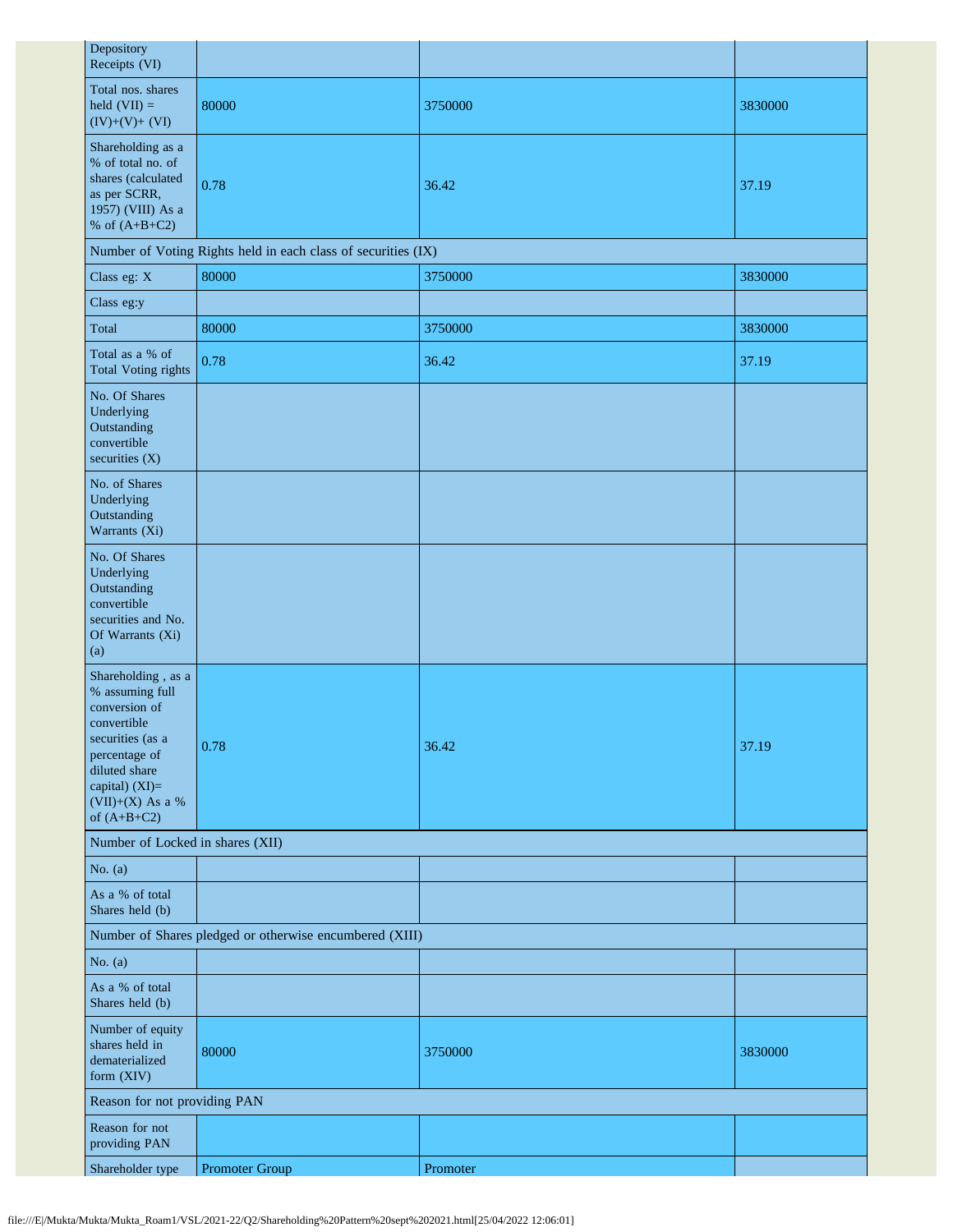| Depository Receipts (VI) | | | |
|---|---|---|---|
| Total nos. shares held (VII) = (IV)+(V)+ (VI) | 80000 | 3750000 | 3830000 |
| Shareholding as a % of total no. of shares (calculated as per SCRR, 1957) (VIII) As a % of (A+B+C2) | 0.78 | 36.42 | 37.19 |
| Number of Voting Rights held in each class of securities (IX) | | | |
| Class eg: X | 80000 | 3750000 | 3830000 |
| Class eg:y | | | |
| Total | 80000 | 3750000 | 3830000 |
| Total as a % of Total Voting rights | 0.78 | 36.42 | 37.19 |
| No. Of Shares Underlying Outstanding convertible securities (X) | | | |
| No. of Shares Underlying Outstanding Warrants (Xi) | | | |
| No. Of Shares Underlying Outstanding convertible securities and No. Of Warrants (Xi) (a) | | | |
| Shareholding , as a % assuming full conversion of convertible securities (as a percentage of diluted share capital) (XI)= (VII)+(X) As a % of (A+B+C2) | 0.78 | 36.42 | 37.19 |
| Number of Locked in shares (XII) | | | |
| No. (a) | | | |
| As a % of total Shares held (b) | | | |
| Number of Shares pledged or otherwise encumbered (XIII) | | | |
| No. (a) | | | |
| As a % of total Shares held (b) | | | |
| Number of equity shares held in dematerialized form (XIV) | 80000 | 3750000 | 3830000 |
| Reason for not providing PAN | | | |
| Reason for not providing PAN | | | |
| Shareholder type | Promoter Group | Promoter | |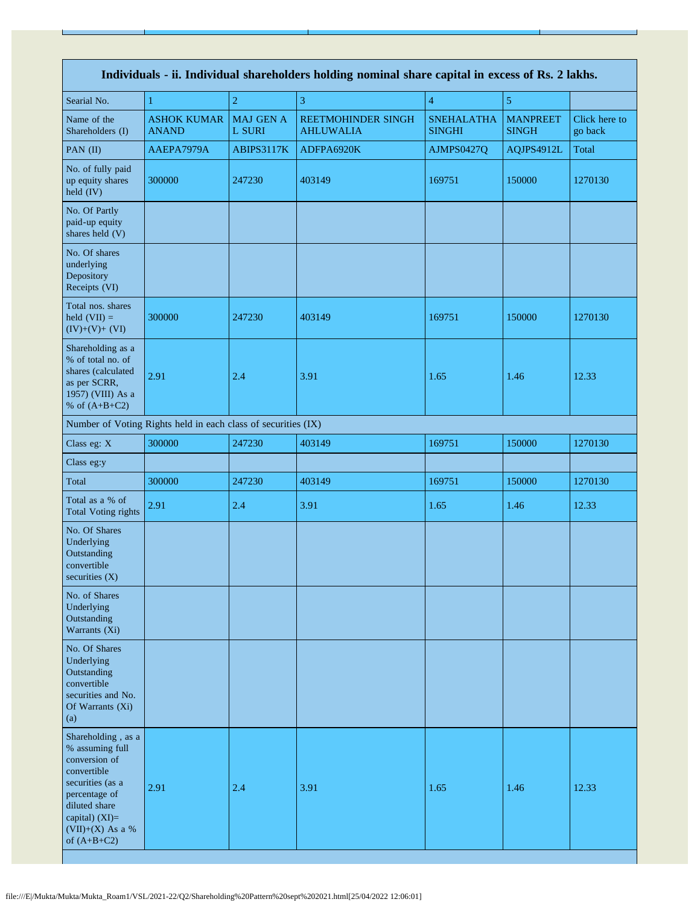| Individuals - ii. Individual shareholders holding nominal share capital in excess of Rs. 2 lakhs. | | | | | | |
|---|---|---|---|---|---|---|
| Searial No. | 1 | 2 | 3 | 4 | 5 | |
| Name of the Shareholders (I) | ASHOK KUMAR ANAND | MAJ GEN A L SURI | REETMOHINDER SINGH AHLUWALIA | SNEHALATHA SINGHI | MANPREET SINGH | Click here to go back |
| PAN (II) | AAEPA7979A | ABIPS3117K | ADFPA6920K | AJMPS0427Q | AQJPS4912L | Total |
| No. of fully paid up equity shares held (IV) | 300000 | 247230 | 403149 | 169751 | 150000 | 1270130 |
| No. Of Partly paid-up equity shares held (V) | | | | | | |
| No. Of shares underlying Depository Receipts (VI) | | | | | | |
| Total nos. shares held (VII) = (IV)+(V)+ (VI) | 300000 | 247230 | 403149 | 169751 | 150000 | 1270130 |
| Shareholding as a % of total no. of shares (calculated as per SCRR, 1957) (VIII) As a % of (A+B+C2) | 2.91 | 2.4 | 3.91 | 1.65 | 1.46 | 12.33 |
| Number of Voting Rights held in each class of securities (IX) | | | | | | |
| Class eg: X | 300000 | 247230 | 403149 | 169751 | 150000 | 1270130 |
| Class eg:y | | | | | | |
| Total | 300000 | 247230 | 403149 | 169751 | 150000 | 1270130 |
| Total as a % of Total Voting rights | 2.91 | 2.4 | 3.91 | 1.65 | 1.46 | 12.33 |
| No. Of Shares Underlying Outstanding convertible securities (X) | | | | | | |
| No. of Shares Underlying Outstanding Warrants (Xi) | | | | | | |
| No. Of Shares Underlying Outstanding convertible securities and No. Of Warrants (Xi) (a) | | | | | | |
| Shareholding , as a % assuming full conversion of convertible securities (as a percentage of diluted share capital) (XI)= (VII)+(X) As a % of (A+B+C2) | 2.91 | 2.4 | 3.91 | 1.65 | 1.46 | 12.33 |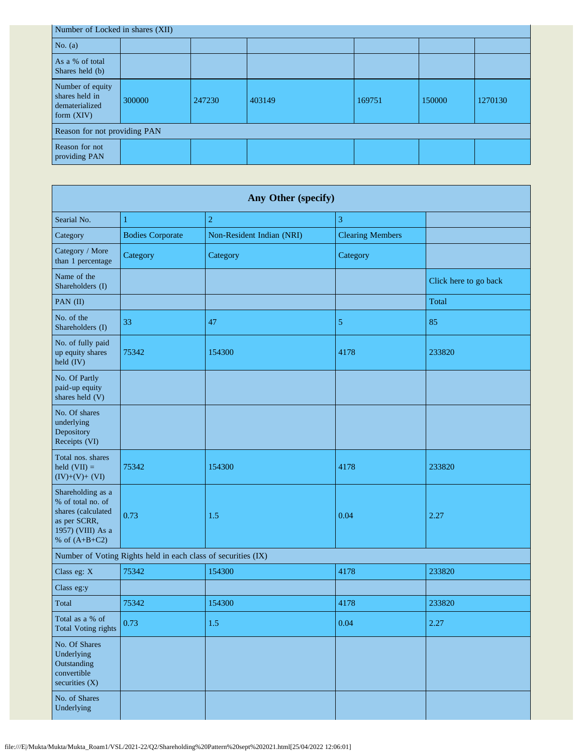| Number of Locked in shares (XII) | | | | | | |
|---|---|---|---|---|---|---|
| No. (a) | | | | | | |
| As a % of total Shares held (b) | | | | | | |
| Number of equity shares held in dematerialized form (XIV) | 300000 | 247230 | 403149 | 169751 | 150000 | 1270130 |
| Reason for not providing PAN | | | | | | |
| Reason for not providing PAN | | | | | | |

| Any Other (specify) | | | | |
|---|---|---|---|---|
| Searial No. | 1 | 2 | 3 | |
| Category | Bodies Corporate | Non-Resident Indian (NRI) | Clearing Members | |
| Category / More than 1 percentage | Category | Category | Category | |
| Name of the Shareholders (I) | | | | Click here to go back |
| PAN (II) | | | | Total |
| No. of the Shareholders (I) | 33 | 47 | 5 | 85 |
| No. of fully paid up equity shares held (IV) | 75342 | 154300 | 4178 | 233820 |
| No. Of Partly paid-up equity shares held (V) | | | | |
| No. Of shares underlying Depository Receipts (VI) | | | | |
| Total nos. shares held (VII) = (IV)+(V)+ (VI) | 75342 | 154300 | 4178 | 233820 |
| Shareholding as a % of total no. of shares (calculated as per SCRR, 1957) (VIII) As a % of (A+B+C2) | 0.73 | 1.5 | 0.04 | 2.27 |
| Number of Voting Rights held in each class of securities (IX) | | | | |
| Class eg: X | 75342 | 154300 | 4178 | 233820 |
| Class eg:y | | | | |
| Total | 75342 | 154300 | 4178 | 233820 |
| Total as a % of Total Voting rights | 0.73 | 1.5 | 0.04 | 2.27 |
| No. Of Shares Underlying Outstanding convertible securities (X) | | | | |
| No. of Shares Underlying | | | | |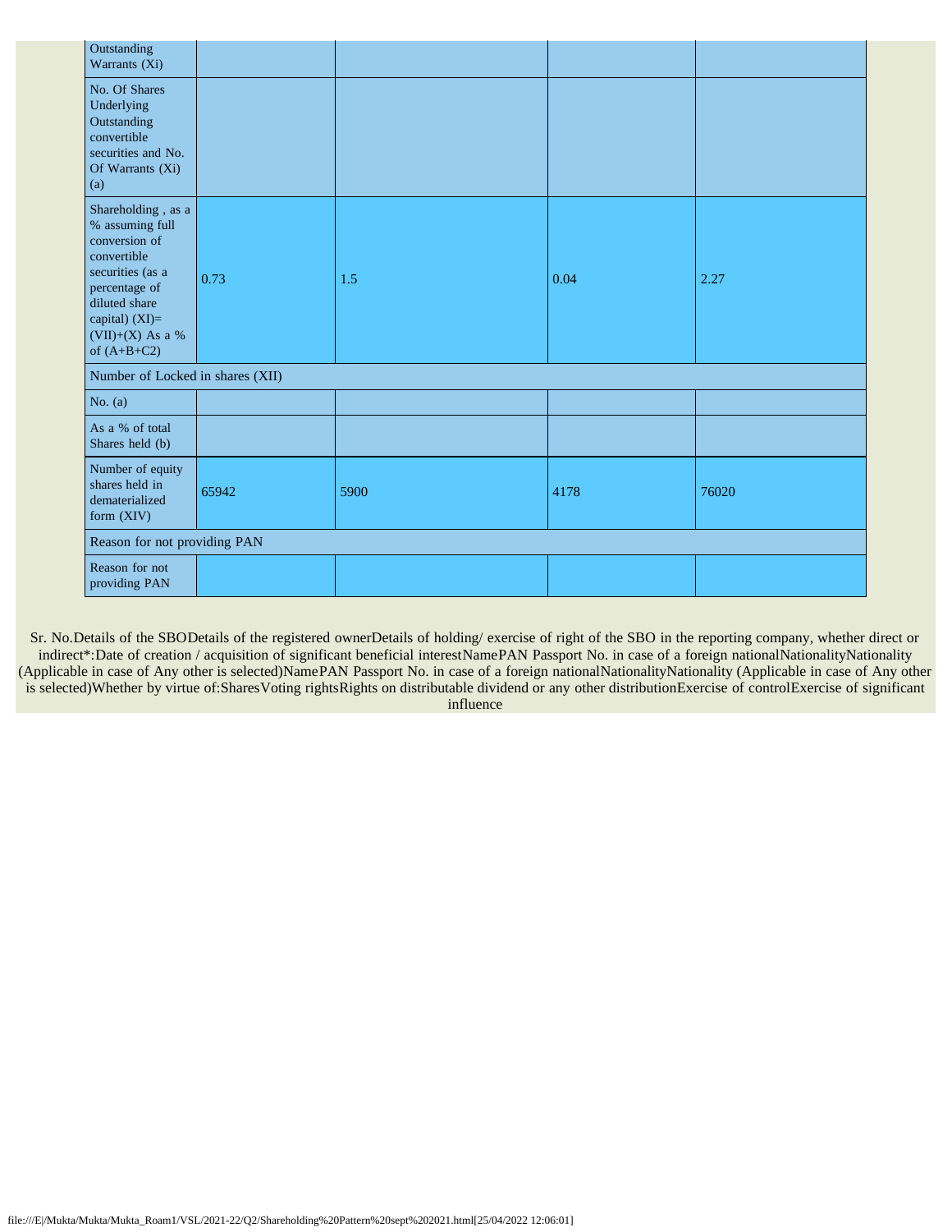| | | | | |
|---|---|---|---|---|
| Outstanding Warrants (Xi) | | | | |
| No. Of Shares Underlying Outstanding convertible securities and No. Of Warrants (Xi) (a) | | | | |
| Shareholding , as a % assuming full conversion of convertible securities (as a percentage of diluted share capital) (XI)= (VII)+(X) As a % of (A+B+C2) | 0.73 | 1.5 | 0.04 | 2.27 |
| Number of Locked in shares (XII) | | | | |
| No. (a) | | | | |
| As a % of total Shares held (b) | | | | |
| Number of equity shares held in dematerialized form (XIV) | 65942 | 5900 | 4178 | 76020 |
| Reason for not providing PAN | | | | |
| Reason for not providing PAN | | | | |

Sr. No.Details of the SBODetails of the registered ownerDetails of holding/ exercise of right of the SBO in the reporting company, whether direct or indirect*:Date of creation / acquisition of significant beneficial interestNamePAN Passport No. in case of a foreign nationalNationalityNationality (Applicable in case of Any other is selected)NamePAN Passport No. in case of a foreign nationalNationalityNationality (Applicable in case of Any other is selected)Whether by virtue of:SharesVoting rightsRights on distributable dividend or any other distributionExercise of controlExercise of significant influence